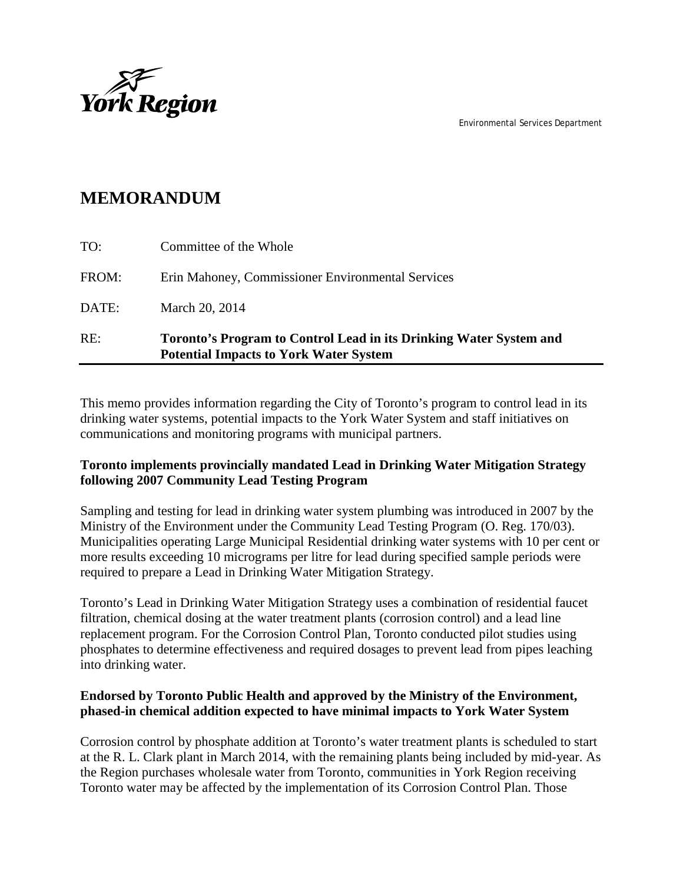York Region

Environmental Services Department

# MEMORANDUM

TO: Committee of the Whole

FROM: Erin Mahoney, Commissioner Environmental Services

DATE: March 20, 2014

RE: **Toronto's Program to Control Lead in its Drinking Water System and Potential Impacts to York Water System**

This memo provides information regarding the City of Toronto's program to control lead in its drinking water systems, potential impacts to the York Water System and staff initiatives on communications and monitoring programs with municipal partners.

**Toronto implements provincially mandated Lead in Drinking Water Mitigation Strategy following 2007 Community Lead Testing Program**

Sampling and testing for lead in drinking water system plumbing was introduced in 2007 by the Ministry of the Environment under the Community Lead Testing Program (O. Reg. 170/03). Municipalities operating Large Municipal Residential drinking water systems with 10 per cent or more results exceeding 10 micrograms per litre for lead during specified sample periods were required to prepare a Lead in Drinking Water Mitigation Strategy.

Toronto's Lead in Drinking Water Mitigation Strategy uses a combination of residential faucet filtration, chemical dosing at the water treatment plants (corrosion control) and a lead line replacement program. For the Corrosion Control Plan, Toronto conducted pilot studies using phosphates to determine effectiveness and required dosages to prevent lead from pipes leaching into drinking water.

**Endorsed by Toronto Public Health and approved by the Ministry of the Environment, phased-in chemical addition expected to have minimal impacts to York Water System**

Corrosion control by phosphate addition at Toronto's water treatment plants is scheduled to start at the R. L. Clark plant in March 2014, with the remaining plants being included by mid-year. As the Region purchases wholesale water from Toronto, communities in York Region receiving Toronto water may be affected by the implementation of its Corrosion Control Plan. Those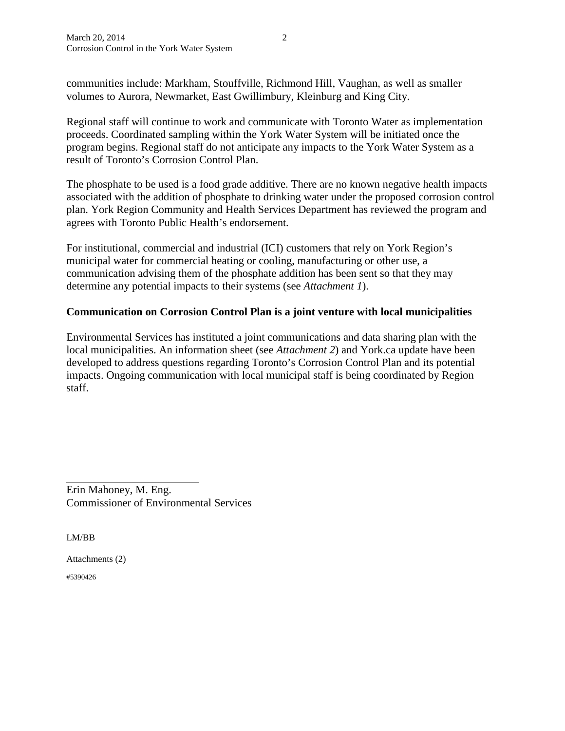communities include: Markham, Stouffville, Richmond Hill, Vaughan, as well as smaller volumes to Aurora, Newmarket, East Gwillimbury, Kleinburg and King City.

Regional staff will continue to work and communicate with Toronto Water as implementation proceeds. Coordinated sampling within the York Water System will be initiated once the program begins. Regional staff do not anticipate any impacts to the York Water System as a result of Toronto's Corrosion Control Plan.

The phosphate to be used is a food grade additive. There are no known negative health impacts associated with the addition of phosphate to drinking water under the proposed corrosion control plan. York Region Community and Health Services Department has reviewed the program and agrees with Toronto Public Health's endorsement.

For institutional, commercial and industrial (ICI) customers that rely on York Region's municipal water for commercial heating or cooling, manufacturing or other use, a communication advising them of the phosphate addition has been sent so that they may determine any potential impacts to their systems (see *Attachment 1*).

**Communication on Corrosion Control Plan is a joint venture with local municipalities**

Environmental Services has instituted a joint communications and data sharing plan with the local municipalities. An information sheet (see *Attachment 2*) and York.ca update have been developed to address questions regarding Toronto's Corrosion Control Plan and its potential impacts. Ongoing communication with local municipal staff is being coordinated by Region staff.

Erin Mahoney, M. Eng.
Commissioner of Environmental Services

LM/BB

Attachments (2)

#5390426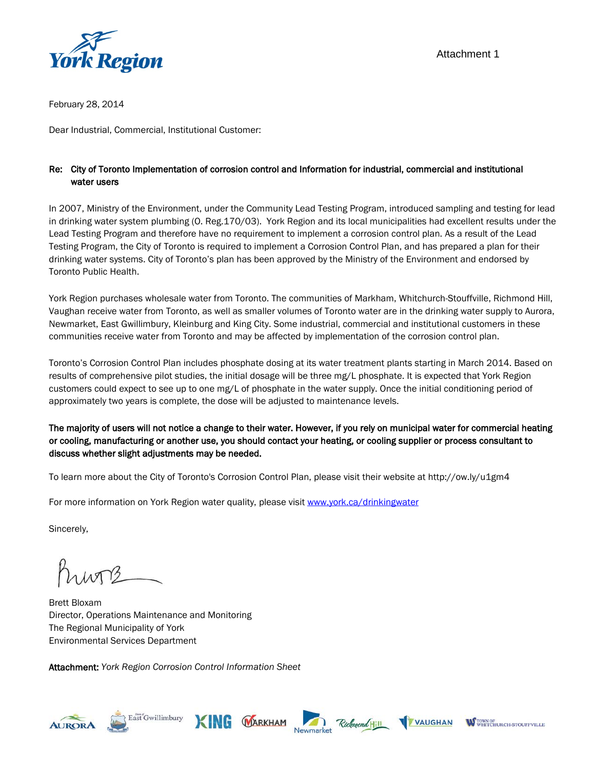Attachment 1

February 28, 2014

Dear Industrial, Commercial, Institutional Customer:

**Re: City of Toronto Implementation of corrosion control and Information for industrial, commercial and institutional water users**

In 2007, Ministry of the Environment, under the Community Lead Testing Program, introduced sampling and testing for lead in drinking water system plumbing (O. Reg.170/03). York Region and its local municipalities had excellent results under the Lead Testing Program and therefore have no requirement to implement a corrosion control plan. As a result of the Lead Testing Program, the City of Toronto is required to implement a Corrosion Control Plan, and has prepared a plan for their drinking water systems. City of Toronto's plan has been approved by the Ministry of the Environment and endorsed by Toronto Public Health.

York Region purchases wholesale water from Toronto. The communities of Markham, Whitchurch-Stouffville, Richmond Hill, Vaughan receive water from Toronto, as well as smaller volumes of Toronto water are in the drinking water supply to Aurora, Newmarket, East Gwillimbury, Kleinburg and King City. Some industrial, commercial and institutional customers in these communities receive water from Toronto and may be affected by implementation of the corrosion control plan.

Toronto's Corrosion Control Plan includes phosphate dosing at its water treatment plants starting in March 2014. Based on results of comprehensive pilot studies, the initial dosage will be three mg/L phosphate. It is expected that York Region customers could expect to see up to one mg/L of phosphate in the water supply. Once the initial conditioning period of approximately two years is complete, the dose will be adjusted to maintenance levels.

**The majority of users will not notice a change to their water. However, if you rely on municipal water for commercial heating or cooling, manufacturing or another use, you should contact your heating, or cooling supplier or process consultant to discuss whether slight adjustments may be needed.**

To learn more about the City of Toronto's Corrosion Control Plan, please visit their website at http://ow.ly/u1gm4

For more information on York Region water quality, please visit [www.york.ca/drinkingwater](www.york.ca/drinkingwater)

Sincerely,

Brett Bloxam
Director, Operations Maintenance and Monitoring
The Regional Municipality of York
Environmental Services Department

**Attachment:** *York Region Corrosion Control Information Sheet*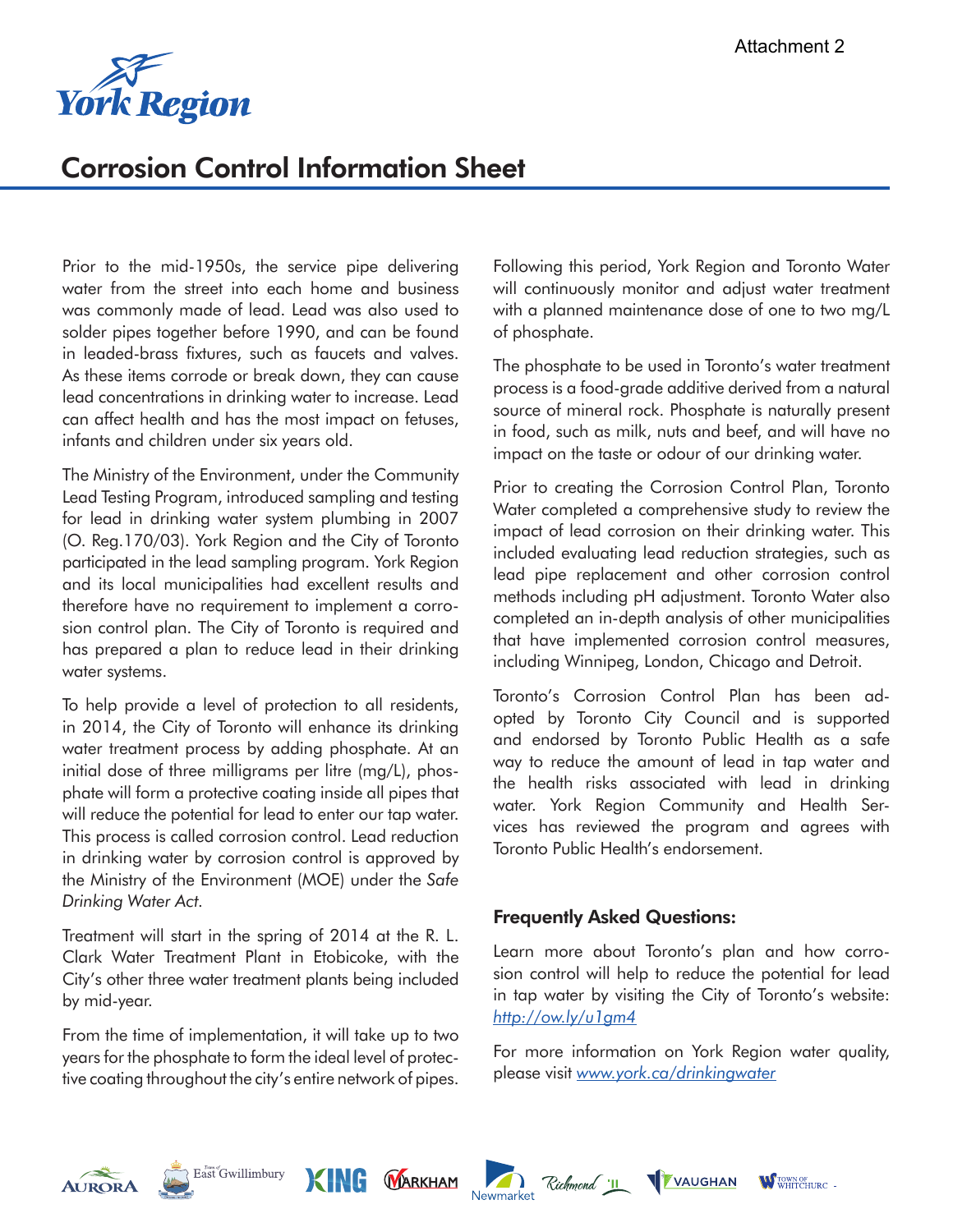Attachment 2

York Region

# Corrosion Control Information Sheet

Prior to the mid-1950s, the service pipe delivering water from the street into each home and business was commonly made of lead. Lead was also used to solder pipes together before 1990, and can be found in leaded-brass fixtures, such as faucets and valves. As these items corrode or break down, they can cause lead concentrations in drinking water to increase. Lead can affect health and has the most impact on fetuses, infants and children under six years old.

The Ministry of the Environment, under the Community Lead Testing Program, introduced sampling and testing for lead in drinking water system plumbing in 2007 (O. Reg.170/03). York Region and the City of Toronto participated in the lead sampling program. York Region and its local municipalities had excellent results and therefore have no requirement to implement a corrosion control plan. The City of Toronto is required and has prepared a plan to reduce lead in their drinking water systems.

To help provide a level of protection to all residents, in 2014, the City of Toronto will enhance its drinking water treatment process by adding phosphate. At an initial dose of three milligrams per litre (mg/L), phosphate will form a protective coating inside all pipes that will reduce the potential for lead to enter our tap water. This process is called corrosion control. Lead reduction in drinking water by corrosion control is approved by the Ministry of the Environment (MOE) under the *Safe Drinking Water Act*.

Treatment will start in the spring of 2014 at the R. L. Clark Water Treatment Plant in Etobicoke, with the City's other three water treatment plants being included by mid-year.

From the time of implementation, it will take up to two years for the phosphate to form the ideal level of protective coating throughout the city's entire network of pipes. Following this period, York Region and Toronto Water will continuously monitor and adjust water treatment with a planned maintenance dose of one to two mg/L of phosphate.

The phosphate to be used in Toronto's water treatment process is a food-grade additive derived from a natural source of mineral rock. Phosphate is naturally present in food, such as milk, nuts and beef, and will have no impact on the taste or odour of our drinking water.

Prior to creating the Corrosion Control Plan, Toronto Water completed a comprehensive study to review the impact of lead corrosion on their drinking water. This included evaluating lead reduction strategies, such as lead pipe replacement and other corrosion control methods including pH adjustment. Toronto Water also completed an in-depth analysis of other municipalities that have implemented corrosion control measures, including Winnipeg, London, Chicago and Detroit.

Toronto's Corrosion Control Plan has been adopted by Toronto City Council and is supported and endorsed by Toronto Public Health as a safe way to reduce the amount of lead in tap water and the health risks associated with lead in drinking water. York Region Community and Health Services has reviewed the program and agrees with Toronto Public Health's endorsement.

### Frequently Asked Questions:

Learn more about Toronto's plan and how corrosion control will help to reduce the potential for lead in tap water by visiting the City of Toronto's website: *http://ow.ly/u1gm4*

For more information on York Region water quality, please visit *www.york.ca/drinkingwater*

Aurora | East Gwillimbury | King | Markham | Newmarket | Richmond Hill | Vaughan | Whitchurch-Stouffville